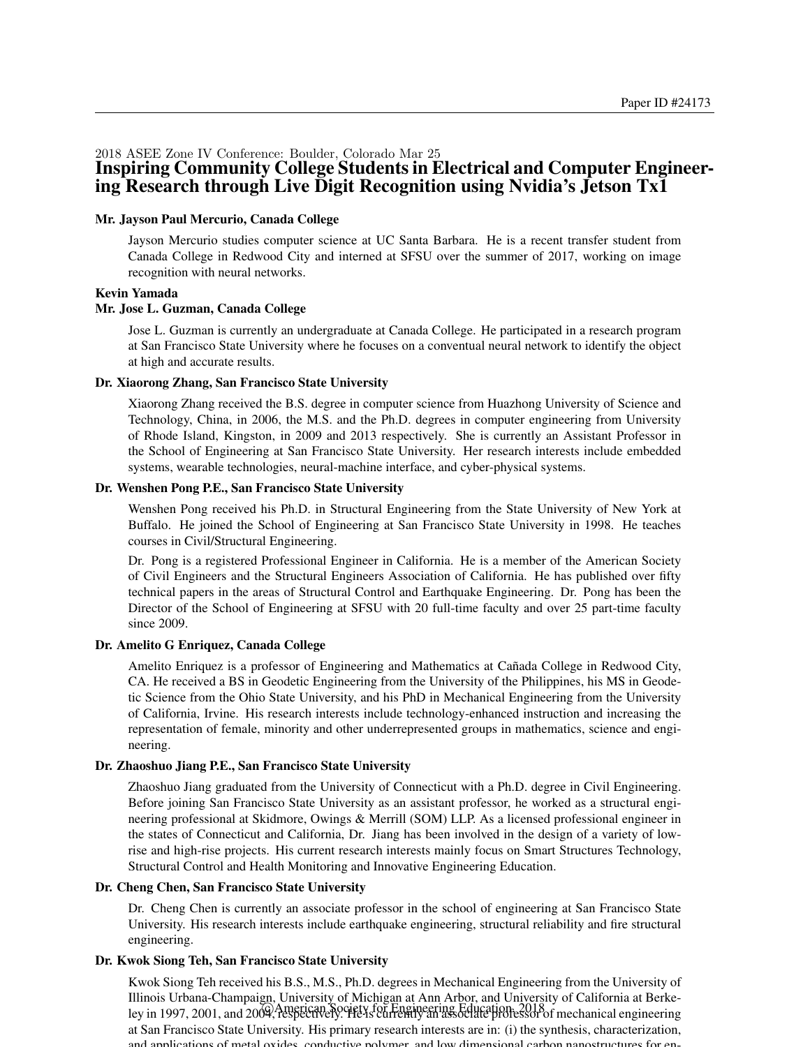Paper ID #24173

2018 ASEE Zone IV Conference: Boulder, Colorado Mar 25

# Inspiring Community College Students in Electrical and Computer Engineering Research through Live Digit Recognition using Nvidia's Jetson Tx1

**Mr. Jayson Paul Mercurio, Canada College**

Jayson Mercurio studies computer science at UC Santa Barbara. He is a recent transfer student from Canada College in Redwood City and interned at SFSU over the summer of 2017, working on image recognition with neural networks.

**Kevin Yamada**

**Mr. Jose L. Guzman, Canada College**

Jose L. Guzman is currently an undergraduate at Canada College. He participated in a research program at San Francisco State University where he focuses on a conventual neural network to identify the object at high and accurate results.

**Dr. Xiaorong Zhang, San Francisco State University**

Xiaorong Zhang received the B.S. degree in computer science from Huazhong University of Science and Technology, China, in 2006, the M.S. and the Ph.D. degrees in computer engineering from University of Rhode Island, Kingston, in 2009 and 2013 respectively. She is currently an Assistant Professor in the School of Engineering at San Francisco State University. Her research interests include embedded systems, wearable technologies, neural-machine interface, and cyber-physical systems.

**Dr. Wenshen Pong P.E., San Francisco State University**

Wenshen Pong received his Ph.D. in Structural Engineering from the State University of New York at Buffalo. He joined the School of Engineering at San Francisco State University in 1998. He teaches courses in Civil/Structural Engineering.

Dr. Pong is a registered Professional Engineer in California. He is a member of the American Society of Civil Engineers and the Structural Engineers Association of California. He has published over fifty technical papers in the areas of Structural Control and Earthquake Engineering. Dr. Pong has been the Director of the School of Engineering at SFSU with 20 full-time faculty and over 25 part-time faculty since 2009.

**Dr. Amelito G Enriquez, Canada College**

Amelito Enriquez is a professor of Engineering and Mathematics at Cañada College in Redwood City, CA. He received a BS in Geodetic Engineering from the University of the Philippines, his MS in Geodetic Science from the Ohio State University, and his PhD in Mechanical Engineering from the University of California, Irvine. His research interests include technology-enhanced instruction and increasing the representation of female, minority and other underrepresented groups in mathematics, science and engineering.

**Dr. Zhaoshuo Jiang P.E., San Francisco State University**

Zhaoshuo Jiang graduated from the University of Connecticut with a Ph.D. degree in Civil Engineering. Before joining San Francisco State University as an assistant professor, he worked as a structural engineering professional at Skidmore, Owings & Merrill (SOM) LLP. As a licensed professional engineer in the states of Connecticut and California, Dr. Jiang has been involved in the design of a variety of low-rise and high-rise projects. His current research interests mainly focus on Smart Structures Technology, Structural Control and Health Monitoring and Innovative Engineering Education.

**Dr. Cheng Chen, San Francisco State University**

Dr. Cheng Chen is currently an associate professor in the school of engineering at San Francisco State University. His research interests include earthquake engineering, structural reliability and fire structural engineering.

**Dr. Kwok Siong Teh, San Francisco State University**

Kwok Siong Teh received his B.S., M.S., Ph.D. degrees in Mechanical Engineering from the University of Illinois Urbana-Champaign, University of Michigan at Ann Arbor, and University of California at Berkeley in 1997, 2001, and 2004, respectively. He is currently an associate professor of mechanical engineering at San Francisco State University. His primary research interests are in: (i) the synthesis, characterization, and applications of metal oxides, conductive polymer, and low dimensional carbon nanostructures for en-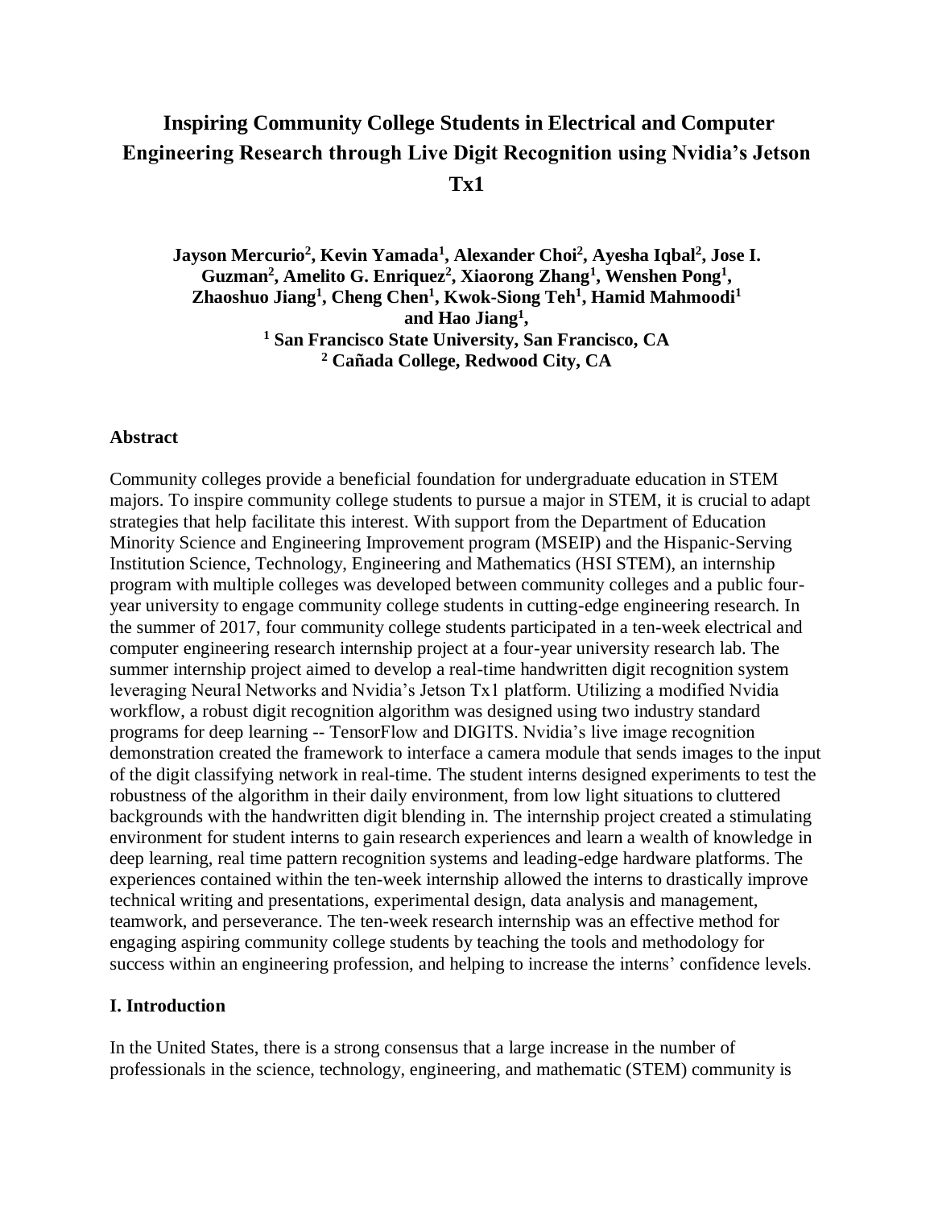// Inspiring Community College Students in Electrical and Computer Engineering Research through Live Digit Recognition using Nvidia's Jetson Tx1

**Jayson Mercurio[2], Kevin Yamada[1], Alexander Choi[2], Ayesha Iqbal[2], Jose I. Guzman[2], Amelito G. Enriquez[2], Xiaorong Zhang[1], Wenshen Pong[1], Zhaoshuo Jiang[1], Cheng Chen[1], Kwok-Siong Teh[1], Hamid Mahmoodi[1] and Hao Jiang[1],**

**[1] San Francisco State University, San Francisco, CA**

**[2] Cañada College, Redwood City, CA**

## Abstract

Community colleges provide a beneficial foundation for undergraduate education in STEM majors. To inspire community college students to pursue a major in STEM, it is crucial to adapt strategies that help facilitate this interest. With support from the Department of Education Minority Science and Engineering Improvement program (MSEIP) and the Hispanic-Serving Institution Science, Technology, Engineering and Mathematics (HSI STEM), an internship program with multiple colleges was developed between community colleges and a public four-year university to engage community college students in cutting-edge engineering research. In the summer of 2017, four community college students participated in a ten-week electrical and computer engineering research internship project at a four-year university research lab. The summer internship project aimed to develop a real-time handwritten digit recognition system leveraging Neural Networks and Nvidia's Jetson Tx1 platform. Utilizing a modified Nvidia workflow, a robust digit recognition algorithm was designed using two industry standard programs for deep learning -- TensorFlow and DIGITS. Nvidia's live image recognition demonstration created the framework to interface a camera module that sends images to the input of the digit classifying network in real-time. The student interns designed experiments to test the robustness of the algorithm in their daily environment, from low light situations to cluttered backgrounds with the handwritten digit blending in. The internship project created a stimulating environment for student interns to gain research experiences and learn a wealth of knowledge in deep learning, real time pattern recognition systems and leading-edge hardware platforms. The experiences contained within the ten-week internship allowed the interns to drastically improve technical writing and presentations, experimental design, data analysis and management, teamwork, and perseverance. The ten-week research internship was an effective method for engaging aspiring community college students by teaching the tools and methodology for success within an engineering profession, and helping to increase the interns' confidence levels.

## I. Introduction

In the United States, there is a strong consensus that a large increase in the number of professionals in the science, technology, engineering, and mathematic (STEM) community is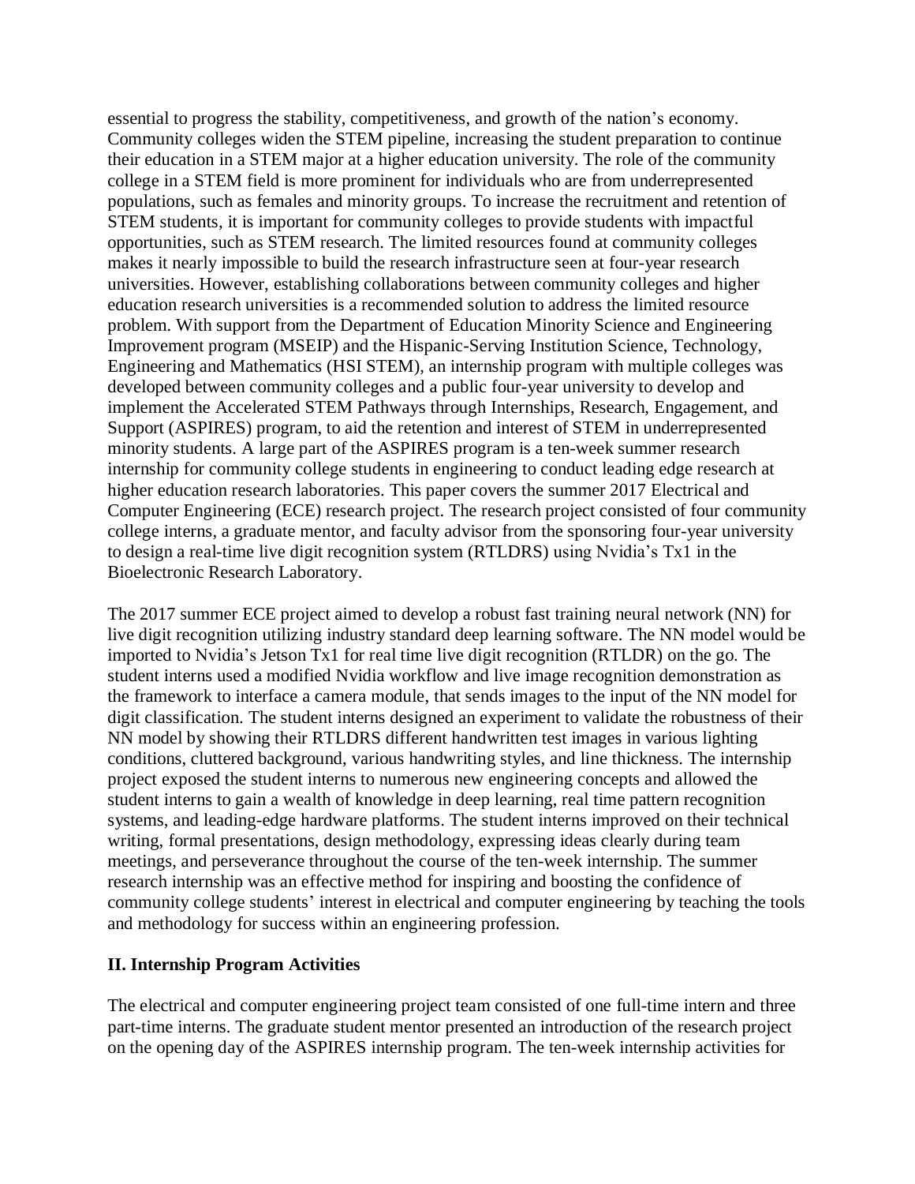essential to progress the stability, competitiveness, and growth of the nation's economy. Community colleges widen the STEM pipeline, increasing the student preparation to continue their education in a STEM major at a higher education university. The role of the community college in a STEM field is more prominent for individuals who are from underrepresented populations, such as females and minority groups. To increase the recruitment and retention of STEM students, it is important for community colleges to provide students with impactful opportunities, such as STEM research. The limited resources found at community colleges makes it nearly impossible to build the research infrastructure seen at four-year research universities. However, establishing collaborations between community colleges and higher education research universities is a recommended solution to address the limited resource problem. With support from the Department of Education Minority Science and Engineering Improvement program (MSEIP) and the Hispanic-Serving Institution Science, Technology, Engineering and Mathematics (HSI STEM), an internship program with multiple colleges was developed between community colleges and a public four-year university to develop and implement the Accelerated STEM Pathways through Internships, Research, Engagement, and Support (ASPIRES) program, to aid the retention and interest of STEM in underrepresented minority students. A large part of the ASPIRES program is a ten-week summer research internship for community college students in engineering to conduct leading edge research at higher education research laboratories. This paper covers the summer 2017 Electrical and Computer Engineering (ECE) research project. The research project consisted of four community college interns, a graduate mentor, and faculty advisor from the sponsoring four-year university to design a real-time live digit recognition system (RTLDRS) using Nvidia's Tx1 in the Bioelectronic Research Laboratory.

The 2017 summer ECE project aimed to develop a robust fast training neural network (NN) for live digit recognition utilizing industry standard deep learning software. The NN model would be imported to Nvidia's Jetson Tx1 for real time live digit recognition (RTLDR) on the go. The student interns used a modified Nvidia workflow and live image recognition demonstration as the framework to interface a camera module, that sends images to the input of the NN model for digit classification. The student interns designed an experiment to validate the robustness of their NN model by showing their RTLDRS different handwritten test images in various lighting conditions, cluttered background, various handwriting styles, and line thickness. The internship project exposed the student interns to numerous new engineering concepts and allowed the student interns to gain a wealth of knowledge in deep learning, real time pattern recognition systems, and leading-edge hardware platforms. The student interns improved on their technical writing, formal presentations, design methodology, expressing ideas clearly during team meetings, and perseverance throughout the course of the ten-week internship. The summer research internship was an effective method for inspiring and boosting the confidence of community college students' interest in electrical and computer engineering by teaching the tools and methodology for success within an engineering profession.

## II. Internship Program Activities

The electrical and computer engineering project team consisted of one full-time intern and three part-time interns. The graduate student mentor presented an introduction of the research project on the opening day of the ASPIRES internship program. The ten-week internship activities for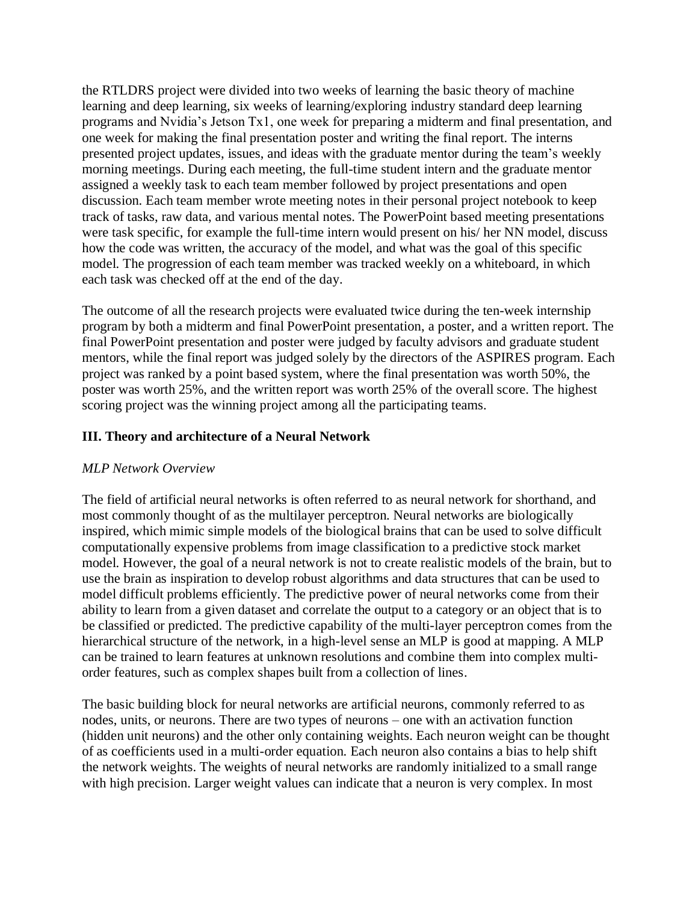the RTLDRS project were divided into two weeks of learning the basic theory of machine learning and deep learning, six weeks of learning/exploring industry standard deep learning programs and Nvidia's Jetson Tx1, one week for preparing a midterm and final presentation, and one week for making the final presentation poster and writing the final report. The interns presented project updates, issues, and ideas with the graduate mentor during the team's weekly morning meetings. During each meeting, the full-time student intern and the graduate mentor assigned a weekly task to each team member followed by project presentations and open discussion. Each team member wrote meeting notes in their personal project notebook to keep track of tasks, raw data, and various mental notes. The PowerPoint based meeting presentations were task specific, for example the full-time intern would present on his/ her NN model, discuss how the code was written, the accuracy of the model, and what was the goal of this specific model. The progression of each team member was tracked weekly on a whiteboard, in which each task was checked off at the end of the day.

The outcome of all the research projects were evaluated twice during the ten-week internship program by both a midterm and final PowerPoint presentation, a poster, and a written report. The final PowerPoint presentation and poster were judged by faculty advisors and graduate student mentors, while the final report was judged solely by the directors of the ASPIRES program. Each project was ranked by a point based system, where the final presentation was worth 50%, the poster was worth 25%, and the written report was worth 25% of the overall score. The highest scoring project was the winning project among all the participating teams.

## III. Theory and architecture of a Neural Network

*MLP Network Overview*

The field of artificial neural networks is often referred to as neural network for shorthand, and most commonly thought of as the multilayer perceptron. Neural networks are biologically inspired, which mimic simple models of the biological brains that can be used to solve difficult computationally expensive problems from image classification to a predictive stock market model. However, the goal of a neural network is not to create realistic models of the brain, but to use the brain as inspiration to develop robust algorithms and data structures that can be used to model difficult problems efficiently. The predictive power of neural networks come from their ability to learn from a given dataset and correlate the output to a category or an object that is to be classified or predicted. The predictive capability of the multi-layer perceptron comes from the hierarchical structure of the network, in a high-level sense an MLP is good at mapping. A MLP can be trained to learn features at unknown resolutions and combine them into complex multi-order features, such as complex shapes built from a collection of lines.

The basic building block for neural networks are artificial neurons, commonly referred to as nodes, units, or neurons. There are two types of neurons – one with an activation function (hidden unit neurons) and the other only containing weights. Each neuron weight can be thought of as coefficients used in a multi-order equation. Each neuron also contains a bias to help shift the network weights. The weights of neural networks are randomly initialized to a small range with high precision. Larger weight values can indicate that a neuron is very complex. In most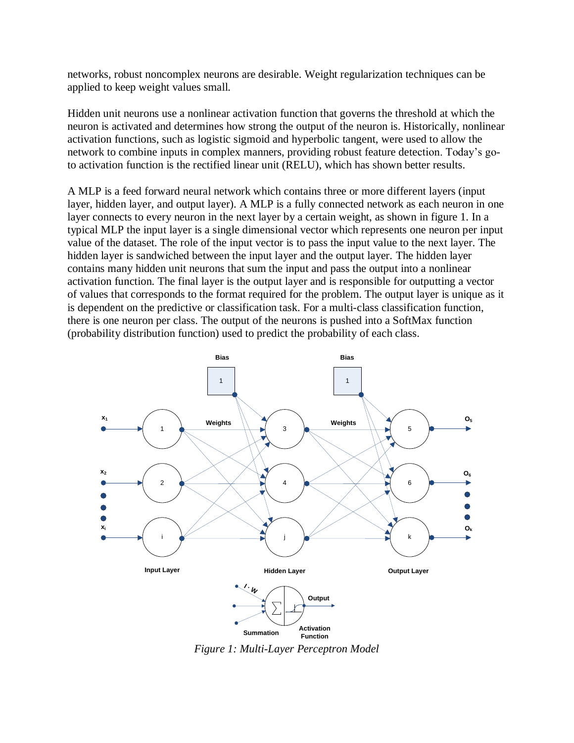networks, robust noncomplex neurons are desirable. Weight regularization techniques can be applied to keep weight values small.

Hidden unit neurons use a nonlinear activation function that governs the threshold at which the neuron is activated and determines how strong the output of the neuron is. Historically, nonlinear activation functions, such as logistic sigmoid and hyperbolic tangent, were used to allow the network to combine inputs in complex manners, providing robust feature detection. Today's go-to activation function is the rectified linear unit (RELU), which has shown better results.

A MLP is a feed forward neural network which contains three or more different layers (input layer, hidden layer, and output layer). A MLP is a fully connected network as each neuron in one layer connects to every neuron in the next layer by a certain weight, as shown in figure 1. In a typical MLP the input layer is a single dimensional vector which represents one neuron per input value of the dataset. The role of the input vector is to pass the input value to the next layer. The hidden layer is sandwiched between the input layer and the output layer. The hidden layer contains many hidden unit neurons that sum the input and pass the output into a nonlinear activation function. The final layer is the output layer and is responsible for outputting a vector of values that corresponds to the format required for the problem. The output layer is unique as it is dependent on the predictive or classification task. For a multi-class classification function, there is one neuron per class. The output of the neurons is pushed into a SoftMax function (probability distribution function) used to predict the probability of each class.

*Figure 1: Multi-Layer Perceptron Model*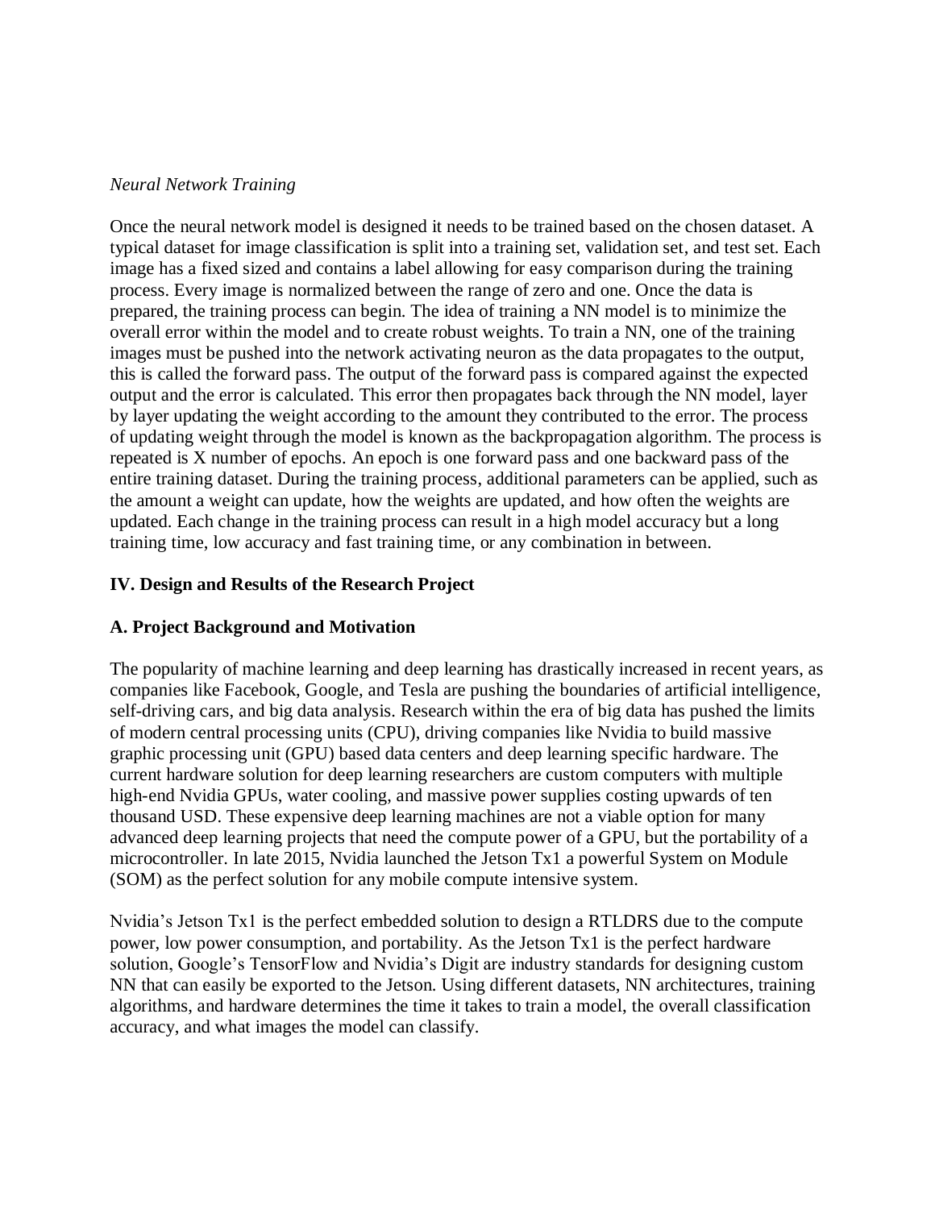*Neural Network Training*

Once the neural network model is designed it needs to be trained based on the chosen dataset. A typical dataset for image classification is split into a training set, validation set, and test set. Each image has a fixed sized and contains a label allowing for easy comparison during the training process. Every image is normalized between the range of zero and one. Once the data is prepared, the training process can begin. The idea of training a NN model is to minimize the overall error within the model and to create robust weights. To train a NN, one of the training images must be pushed into the network activating neuron as the data propagates to the output, this is called the forward pass. The output of the forward pass is compared against the expected output and the error is calculated. This error then propagates back through the NN model, layer by layer updating the weight according to the amount they contributed to the error. The process of updating weight through the model is known as the backpropagation algorithm. The process is repeated is X number of epochs. An epoch is one forward pass and one backward pass of the entire training dataset. During the training process, additional parameters can be applied, such as the amount a weight can update, how the weights are updated, and how often the weights are updated. Each change in the training process can result in a high model accuracy but a long training time, low accuracy and fast training time, or any combination in between.

## IV. Design and Results of the Research Project

### A. Project Background and Motivation

The popularity of machine learning and deep learning has drastically increased in recent years, as companies like Facebook, Google, and Tesla are pushing the boundaries of artificial intelligence, self-driving cars, and big data analysis. Research within the era of big data has pushed the limits of modern central processing units (CPU), driving companies like Nvidia to build massive graphic processing unit (GPU) based data centers and deep learning specific hardware. The current hardware solution for deep learning researchers are custom computers with multiple high-end Nvidia GPUs, water cooling, and massive power supplies costing upwards of ten thousand USD. These expensive deep learning machines are not a viable option for many advanced deep learning projects that need the compute power of a GPU, but the portability of a microcontroller. In late 2015, Nvidia launched the Jetson Tx1 a powerful System on Module (SOM) as the perfect solution for any mobile compute intensive system.

Nvidia's Jetson Tx1 is the perfect embedded solution to design a RTLDRS due to the compute power, low power consumption, and portability. As the Jetson Tx1 is the perfect hardware solution, Google's TensorFlow and Nvidia's Digit are industry standards for designing custom NN that can easily be exported to the Jetson. Using different datasets, NN architectures, training algorithms, and hardware determines the time it takes to train a model, the overall classification accuracy, and what images the model can classify.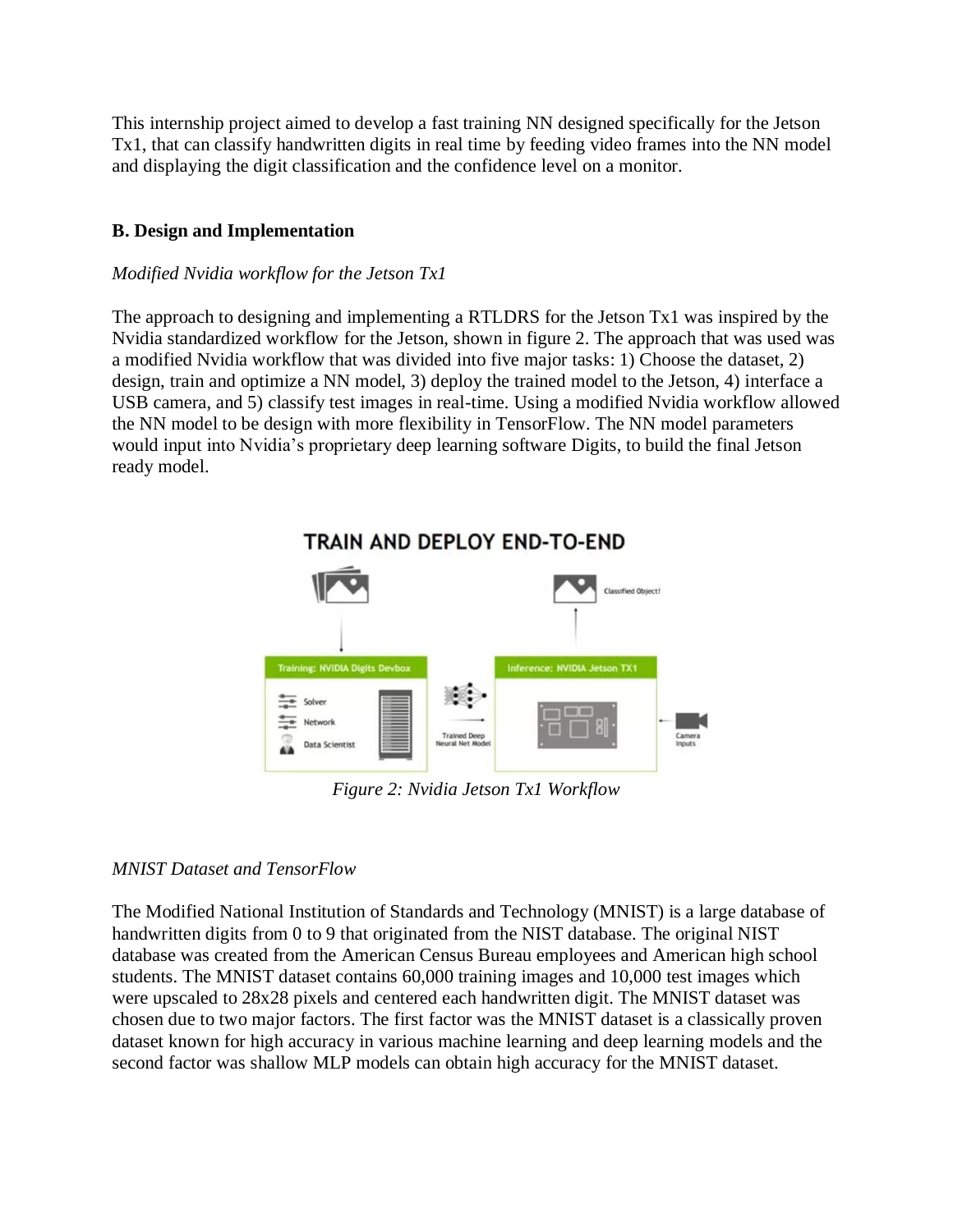This internship project aimed to develop a fast training NN designed specifically for the Jetson Tx1, that can classify handwritten digits in real time by feeding video frames into the NN model and displaying the digit classification and the confidence level on a monitor.

## B. Design and Implementation

*Modified Nvidia workflow for the Jetson Tx1*

The approach to designing and implementing a RTLDRS for the Jetson Tx1 was inspired by the Nvidia standardized workflow for the Jetson, shown in figure 2. The approach that was used was a modified Nvidia workflow that was divided into five major tasks: 1) Choose the dataset, 2) design, train and optimize a NN model, 3) deploy the trained model to the Jetson, 4) interface a USB camera, and 5) classify test images in real-time. Using a modified Nvidia workflow allowed the NN model to be design with more flexibility in TensorFlow. The NN model parameters would input into Nvidia's proprietary deep learning software Digits, to build the final Jetson ready model.

*Figure 2: Nvidia Jetson Tx1 Workflow*

*MNIST Dataset and TensorFlow*

The Modified National Institution of Standards and Technology (MNIST) is a large database of handwritten digits from 0 to 9 that originated from the NIST database. The original NIST database was created from the American Census Bureau employees and American high school students. The MNIST dataset contains 60,000 training images and 10,000 test images which were upscaled to 28x28 pixels and centered each handwritten digit. The MNIST dataset was chosen due to two major factors. The first factor was the MNIST dataset is a classically proven dataset known for high accuracy in various machine learning and deep learning models and the second factor was shallow MLP models can obtain high accuracy for the MNIST dataset.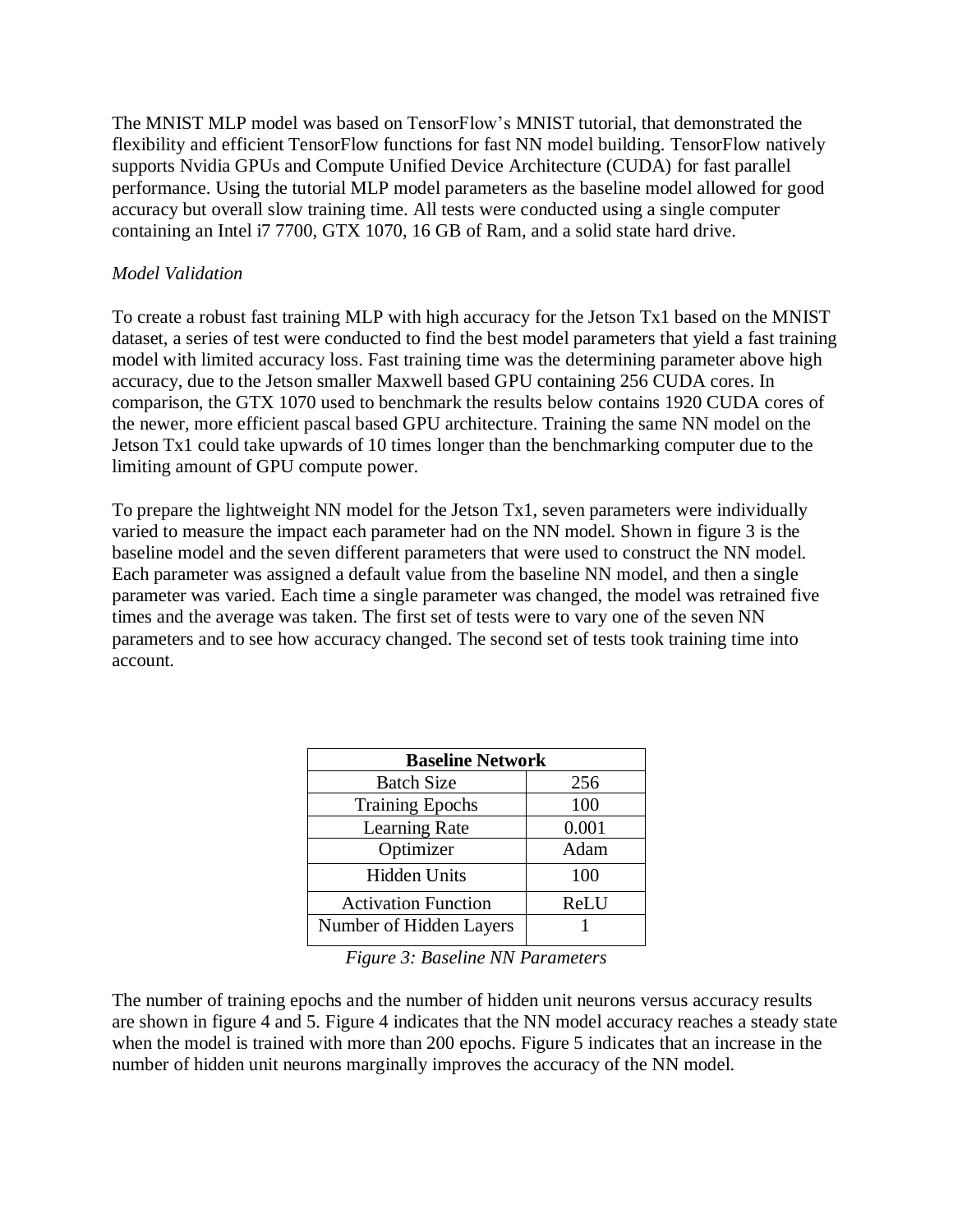The MNIST MLP model was based on TensorFlow's MNIST tutorial, that demonstrated the flexibility and efficient TensorFlow functions for fast NN model building. TensorFlow natively supports Nvidia GPUs and Compute Unified Device Architecture (CUDA) for fast parallel performance. Using the tutorial MLP model parameters as the baseline model allowed for good accuracy but overall slow training time. All tests were conducted using a single computer containing an Intel i7 7700, GTX 1070, 16 GB of Ram, and a solid state hard drive.

*Model Validation*

To create a robust fast training MLP with high accuracy for the Jetson Tx1 based on the MNIST dataset, a series of test were conducted to find the best model parameters that yield a fast training model with limited accuracy loss. Fast training time was the determining parameter above high accuracy, due to the Jetson smaller Maxwell based GPU containing 256 CUDA cores. In comparison, the GTX 1070 used to benchmark the results below contains 1920 CUDA cores of the newer, more efficient pascal based GPU architecture. Training the same NN model on the Jetson Tx1 could take upwards of 10 times longer than the benchmarking computer due to the limiting amount of GPU compute power.

To prepare the lightweight NN model for the Jetson Tx1, seven parameters were individually varied to measure the impact each parameter had on the NN model. Shown in figure 3 is the baseline model and the seven different parameters that were used to construct the NN model. Each parameter was assigned a default value from the baseline NN model, and then a single parameter was varied. Each time a single parameter was changed, the model was retrained five times and the average was taken. The first set of tests were to vary one of the seven NN parameters and to see how accuracy changed. The second set of tests took training time into account.

| **Baseline Network** | |
|---|---|
| Batch Size | 256 |
| Training Epochs | 100 |
| Learning Rate | 0.001 |
| Optimizer | Adam |
| Hidden Units | 100 |
| Activation Function | ReLU |
| Number of Hidden Layers | 1 |

*Figure 3: Baseline NN Parameters*

The number of training epochs and the number of hidden unit neurons versus accuracy results are shown in figure 4 and 5. Figure 4 indicates that the NN model accuracy reaches a steady state when the model is trained with more than 200 epochs. Figure 5 indicates that an increase in the number of hidden unit neurons marginally improves the accuracy of the NN model.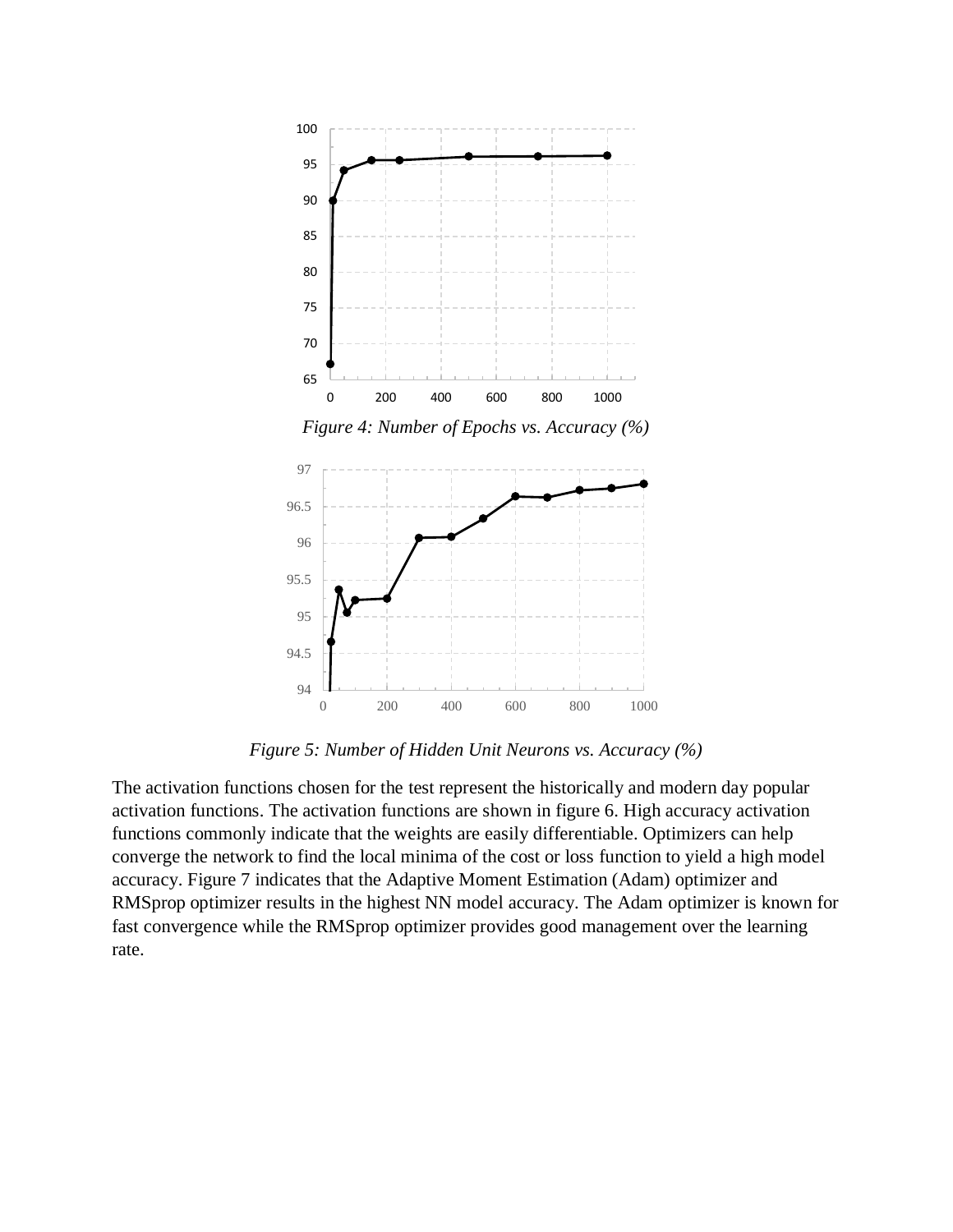*Figure 4: Number of Epochs vs. Accuracy (%)*

*Figure 5: Number of Hidden Unit Neurons vs. Accuracy (%)*

The activation functions chosen for the test represent the historically and modern day popular activation functions. The activation functions are shown in figure 6. High accuracy activation functions commonly indicate that the weights are easily differentiable. Optimizers can help converge the network to find the local minima of the cost or loss function to yield a high model accuracy. Figure 7 indicates that the Adaptive Moment Estimation (Adam) optimizer and RMSprop optimizer results in the highest NN model accuracy. The Adam optimizer is known for fast convergence while the RMSprop optimizer provides good management over the learning rate.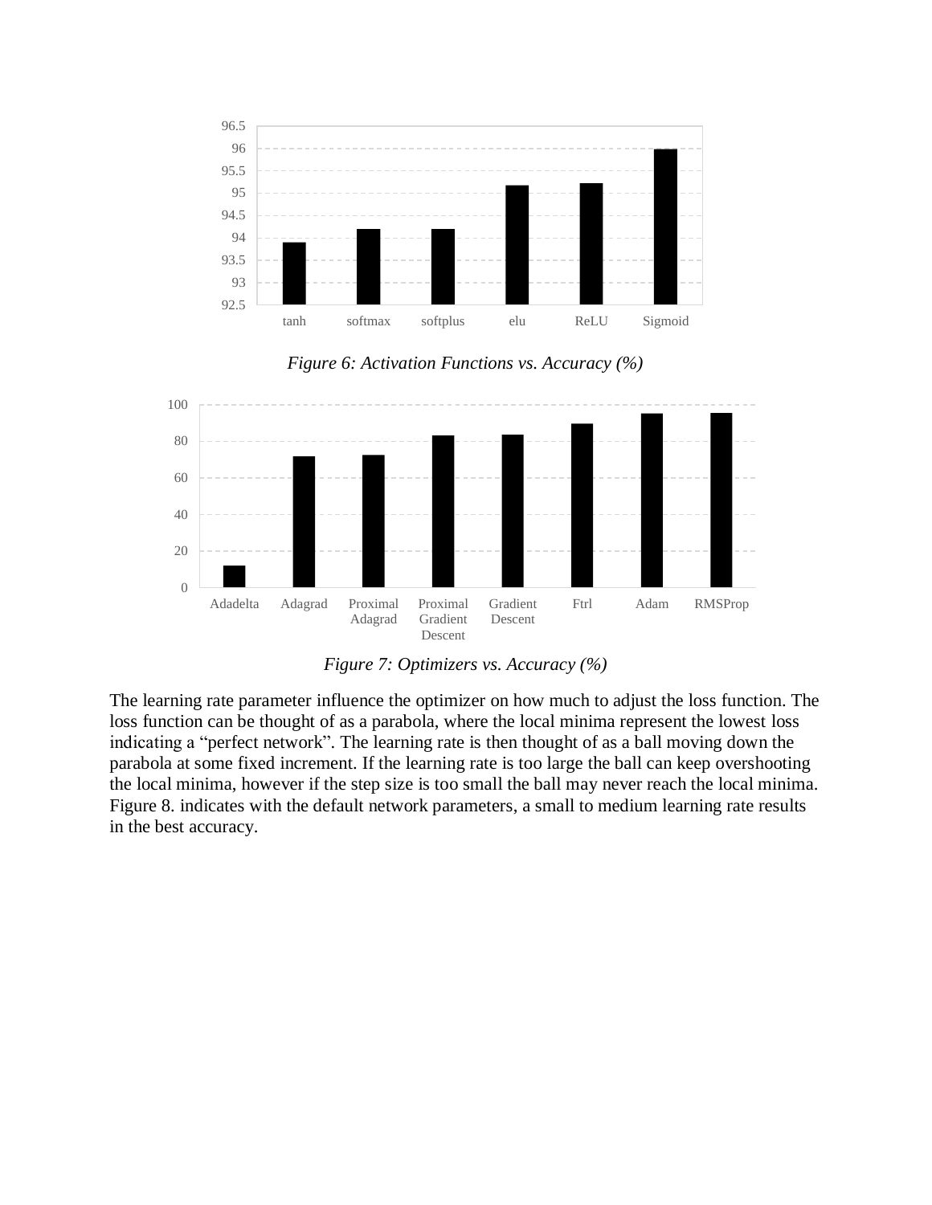*Figure 6: Activation Functions vs. Accuracy (%)*

*Figure 7: Optimizers vs. Accuracy (%)*

The learning rate parameter influence the optimizer on how much to adjust the loss function. The loss function can be thought of as a parabola, where the local minima represent the lowest loss indicating a “perfect network”. The learning rate is then thought of as a ball moving down the parabola at some fixed increment. If the learning rate is too large the ball can keep overshooting the local minima, however if the step size is too small the ball may never reach the local minima. Figure 8. indicates with the default network parameters, a small to medium learning rate results in the best accuracy.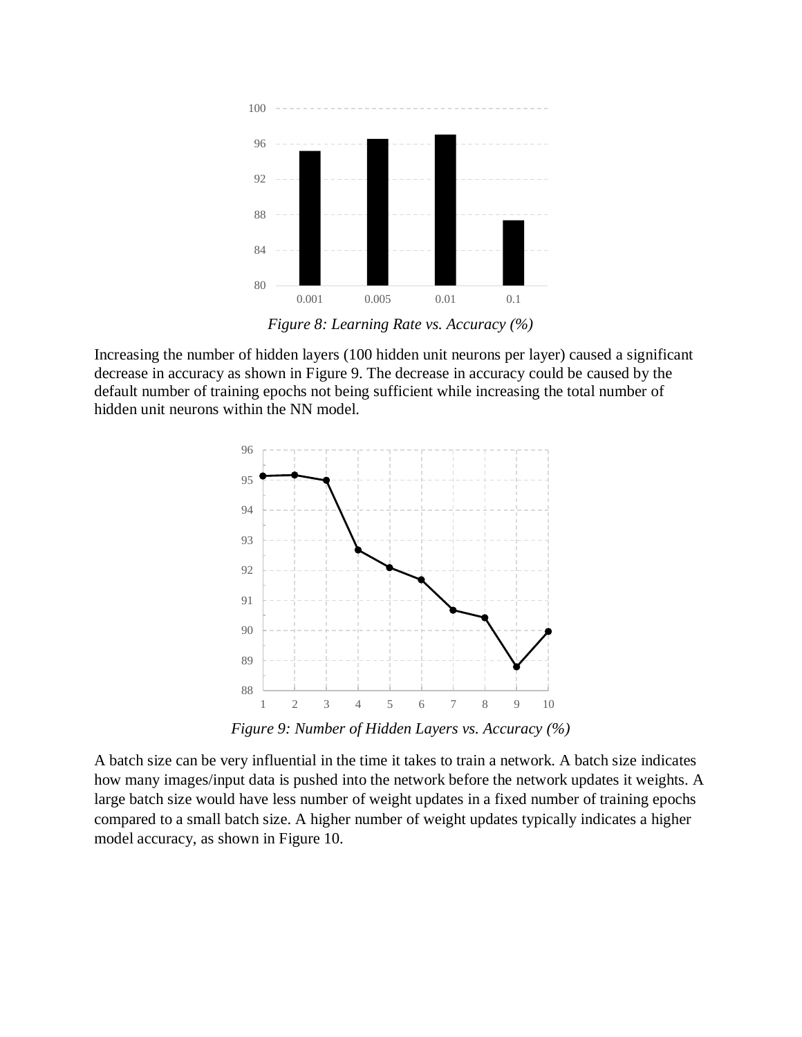*Figure 8: Learning Rate vs. Accuracy (%)*

Increasing the number of hidden layers (100 hidden unit neurons per layer) caused a significant decrease in accuracy as shown in Figure 9. The decrease in accuracy could be caused by the default number of training epochs not being sufficient while increasing the total number of hidden unit neurons within the NN model.

*Figure 9: Number of Hidden Layers vs. Accuracy (%)*

A batch size can be very influential in the time it takes to train a network. A batch size indicates how many images/input data is pushed into the network before the network updates it weights. A large batch size would have less number of weight updates in a fixed number of training epochs compared to a small batch size. A higher number of weight updates typically indicates a higher model accuracy, as shown in Figure 10.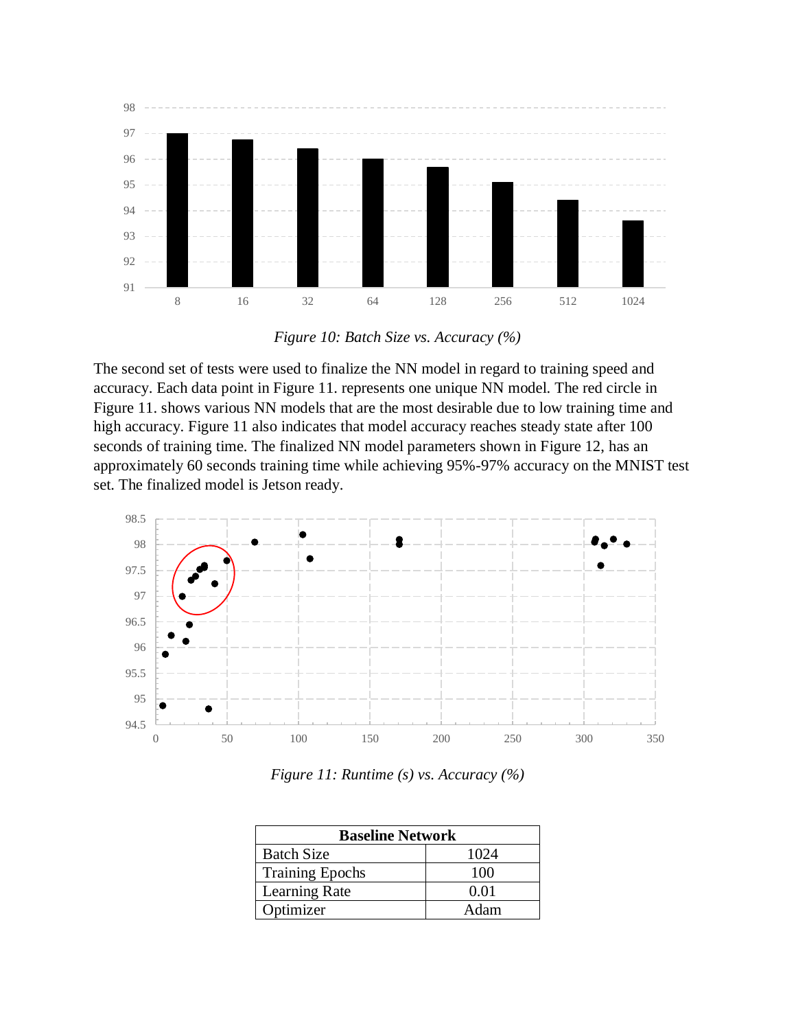*Figure 10: Batch Size vs. Accuracy (%)*

The second set of tests were used to finalize the NN model in regard to training speed and accuracy. Each data point in Figure 11. represents one unique NN model. The red circle in Figure 11. shows various NN models that are the most desirable due to low training time and high accuracy. Figure 11 also indicates that model accuracy reaches steady state after 100 seconds of training time. The finalized NN model parameters shown in Figure 12, has an approximately 60 seconds training time while achieving 95%-97% accuracy on the MNIST test set. The finalized model is Jetson ready.

*Figure 11: Runtime (s) vs. Accuracy (%)*

| Baseline Network | |
|---|---|
| Batch Size | 1024 |
| Training Epochs | 100 |
| Learning Rate | 0.01 |
| Optimizer | Adam |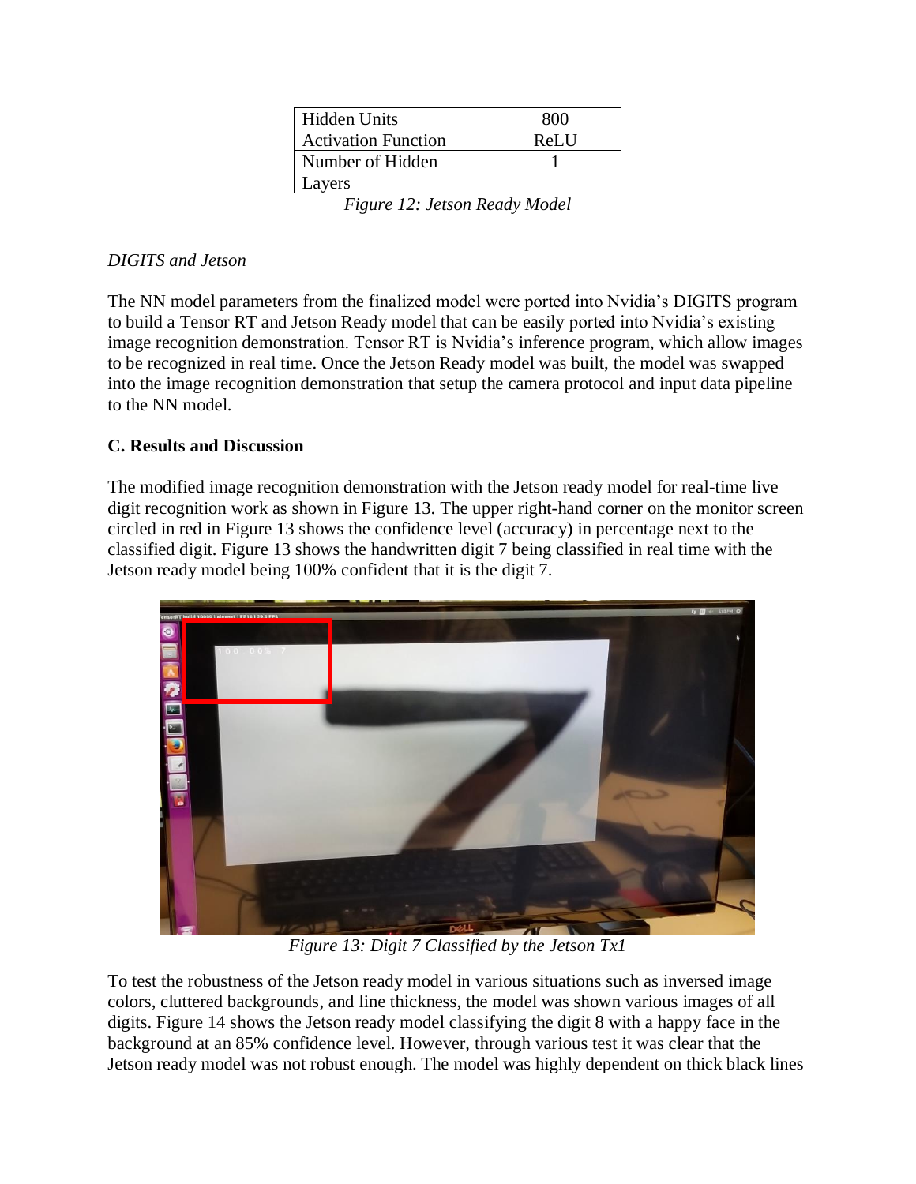| Hidden Units | 800 |
|---|---|
| Activation Function | ReLU |
| Number of Hidden Layers | 1 |

*Figure 12: Jetson Ready Model*

*DIGITS and Jetson*

The NN model parameters from the finalized model were ported into Nvidia's DIGITS program to build a Tensor RT and Jetson Ready model that can be easily ported into Nvidia's existing image recognition demonstration. Tensor RT is Nvidia's inference program, which allow images to be recognized in real time. Once the Jetson Ready model was built, the model was swapped into the image recognition demonstration that setup the camera protocol and input data pipeline to the NN model.

**C. Results and Discussion**

The modified image recognition demonstration with the Jetson ready model for real-time live digit recognition work as shown in Figure 13. The upper right-hand corner on the monitor screen circled in red in Figure 13 shows the confidence level (accuracy) in percentage next to the classified digit. Figure 13 shows the handwritten digit 7 being classified in real time with the Jetson ready model being 100% confident that it is the digit 7.

*Figure 13: Digit 7 Classified by the Jetson Tx1*

To test the robustness of the Jetson ready model in various situations such as inversed image colors, cluttered backgrounds, and line thickness, the model was shown various images of all digits. Figure 14 shows the Jetson ready model classifying the digit 8 with a happy face in the background at an 85% confidence level. However, through various test it was clear that the Jetson ready model was not robust enough. The model was highly dependent on thick black lines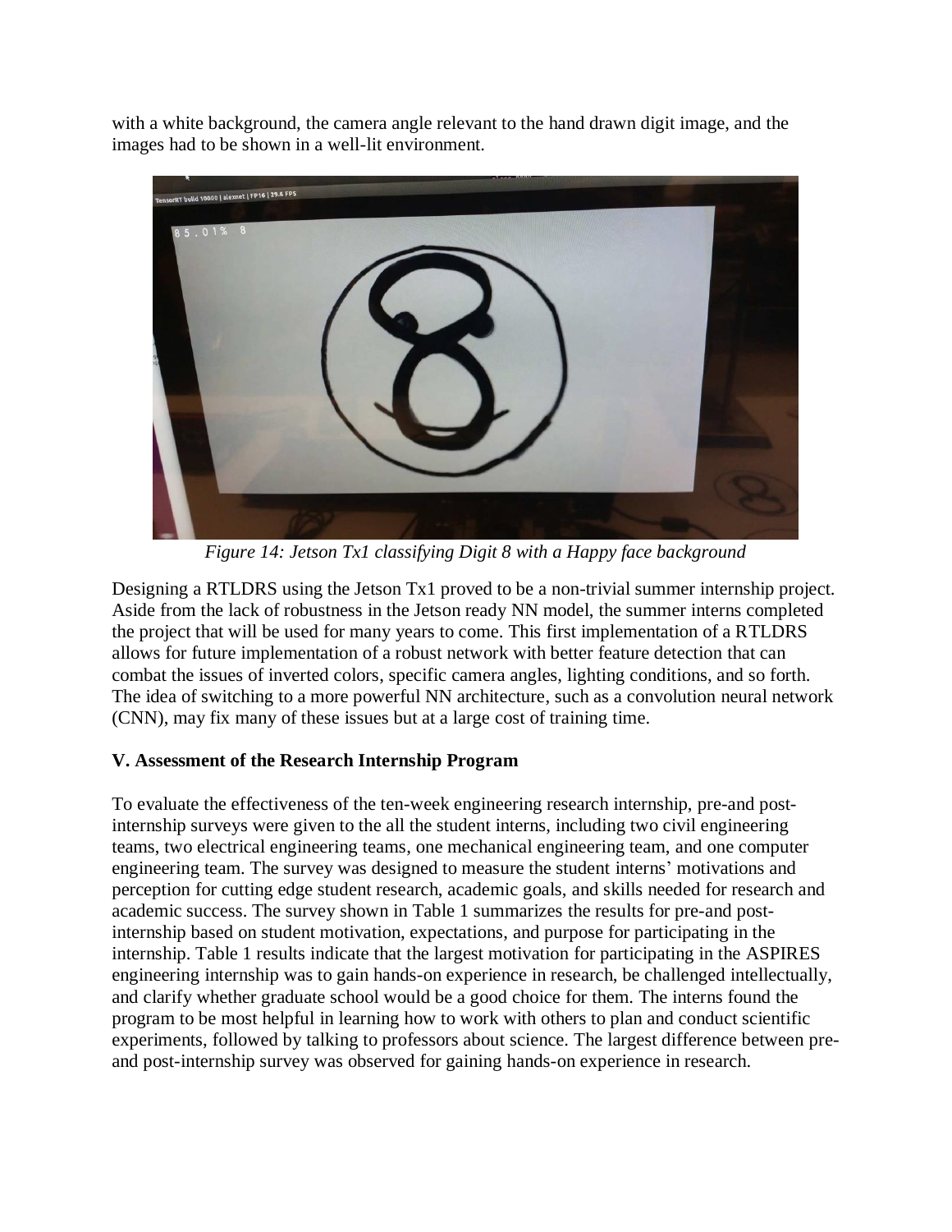with a white background, the camera angle relevant to the hand drawn digit image, and the images had to be shown in a well-lit environment.

*Figure 14: Jetson Tx1 classifying Digit 8 with a Happy face background*

Designing a RTLDRS using the Jetson Tx1 proved to be a non-trivial summer internship project. Aside from the lack of robustness in the Jetson ready NN model, the summer interns completed the project that will be used for many years to come. This first implementation of a RTLDRS allows for future implementation of a robust network with better feature detection that can combat the issues of inverted colors, specific camera angles, lighting conditions, and so forth. The idea of switching to a more powerful NN architecture, such as a convolution neural network (CNN), may fix many of these issues but at a large cost of training time.

### V. Assessment of the Research Internship Program

To evaluate the effectiveness of the ten-week engineering research internship, pre-and post-internship surveys were given to the all the student interns, including two civil engineering teams, two electrical engineering teams, one mechanical engineering team, and one computer engineering team. The survey was designed to measure the student interns' motivations and perception for cutting edge student research, academic goals, and skills needed for research and academic success. The survey shown in Table 1 summarizes the results for pre-and post-internship based on student motivation, expectations, and purpose for participating in the internship. Table 1 results indicate that the largest motivation for participating in the ASPIRES engineering internship was to gain hands-on experience in research, be challenged intellectually, and clarify whether graduate school would be a good choice for them. The interns found the program to be most helpful in learning how to work with others to plan and conduct scientific experiments, followed by talking to professors about science. The largest difference between pre- and post-internship survey was observed for gaining hands-on experience in research.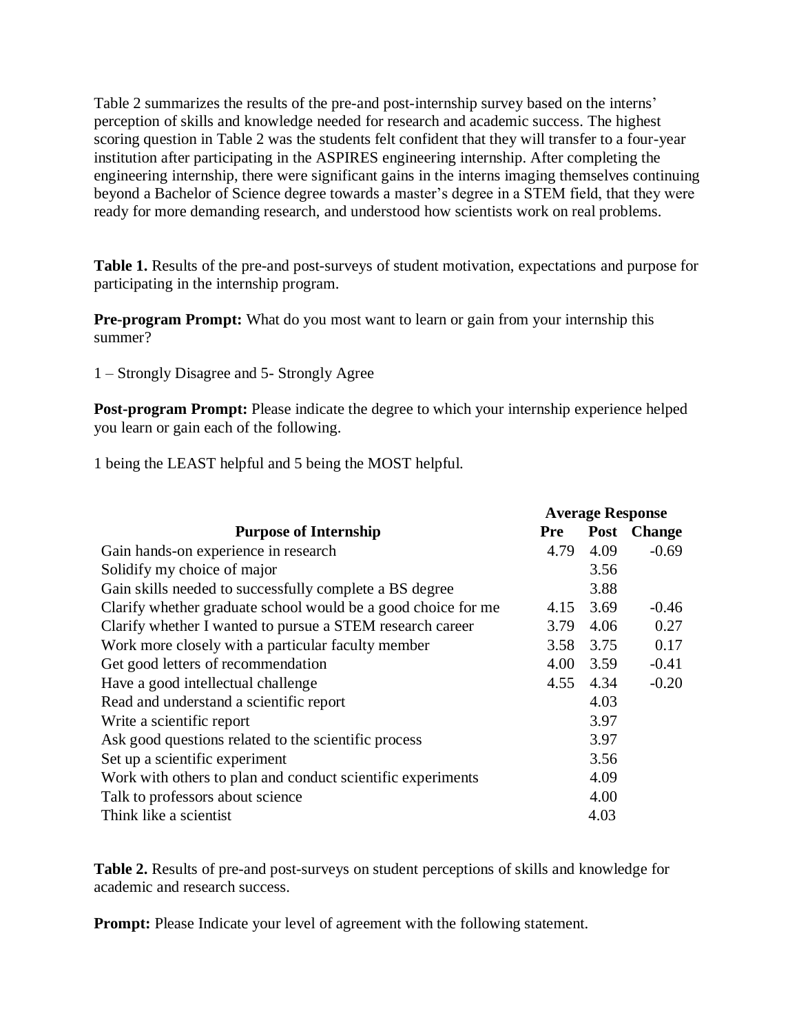Table 2 summarizes the results of the pre-and post-internship survey based on the interns' perception of skills and knowledge needed for research and academic success. The highest scoring question in Table 2 was the students felt confident that they will transfer to a four-year institution after participating in the ASPIRES engineering internship. After completing the engineering internship, there were significant gains in the interns imaging themselves continuing beyond a Bachelor of Science degree towards a master's degree in a STEM field, that they were ready for more demanding research, and understood how scientists work on real problems.

**Table 1.** Results of the pre-and post-surveys of student motivation, expectations and purpose for participating in the internship program.

**Pre-program Prompt:** What do you most want to learn or gain from your internship this summer?

1 – Strongly Disagree and 5- Strongly Agree

**Post-program Prompt:** Please indicate the degree to which your internship experience helped you learn or gain each of the following.

1 being the LEAST helpful and 5 being the MOST helpful.

| | Average Response | | |
|---|---|---|---|
| **Purpose of Internship** | **Pre** | **Post** | **Change** |
| Gain hands-on experience in research | 4.79 | 4.09 | -0.69 |
| Solidify my choice of major | | 3.56 | |
| Gain skills needed to successfully complete a BS degree | | 3.88 | |
| Clarify whether graduate school would be a good choice for me | 4.15 | 3.69 | -0.46 |
| Clarify whether I wanted to pursue a STEM research career | 3.79 | 4.06 | 0.27 |
| Work more closely with a particular faculty member | 3.58 | 3.75 | 0.17 |
| Get good letters of recommendation | 4.00 | 3.59 | -0.41 |
| Have a good intellectual challenge | 4.55 | 4.34 | -0.20 |
| Read and understand a scientific report | | 4.03 | |
| Write a scientific report | | 3.97 | |
| Ask good questions related to the scientific process | | 3.97 | |
| Set up a scientific experiment | | 3.56 | |
| Work with others to plan and conduct scientific experiments | | 4.09 | |
| Talk to professors about science | | 4.00 | |
| Think like a scientist | | 4.03 | |

**Table 2.** Results of pre-and post-surveys on student perceptions of skills and knowledge for academic and research success.

**Prompt:** Please Indicate your level of agreement with the following statement.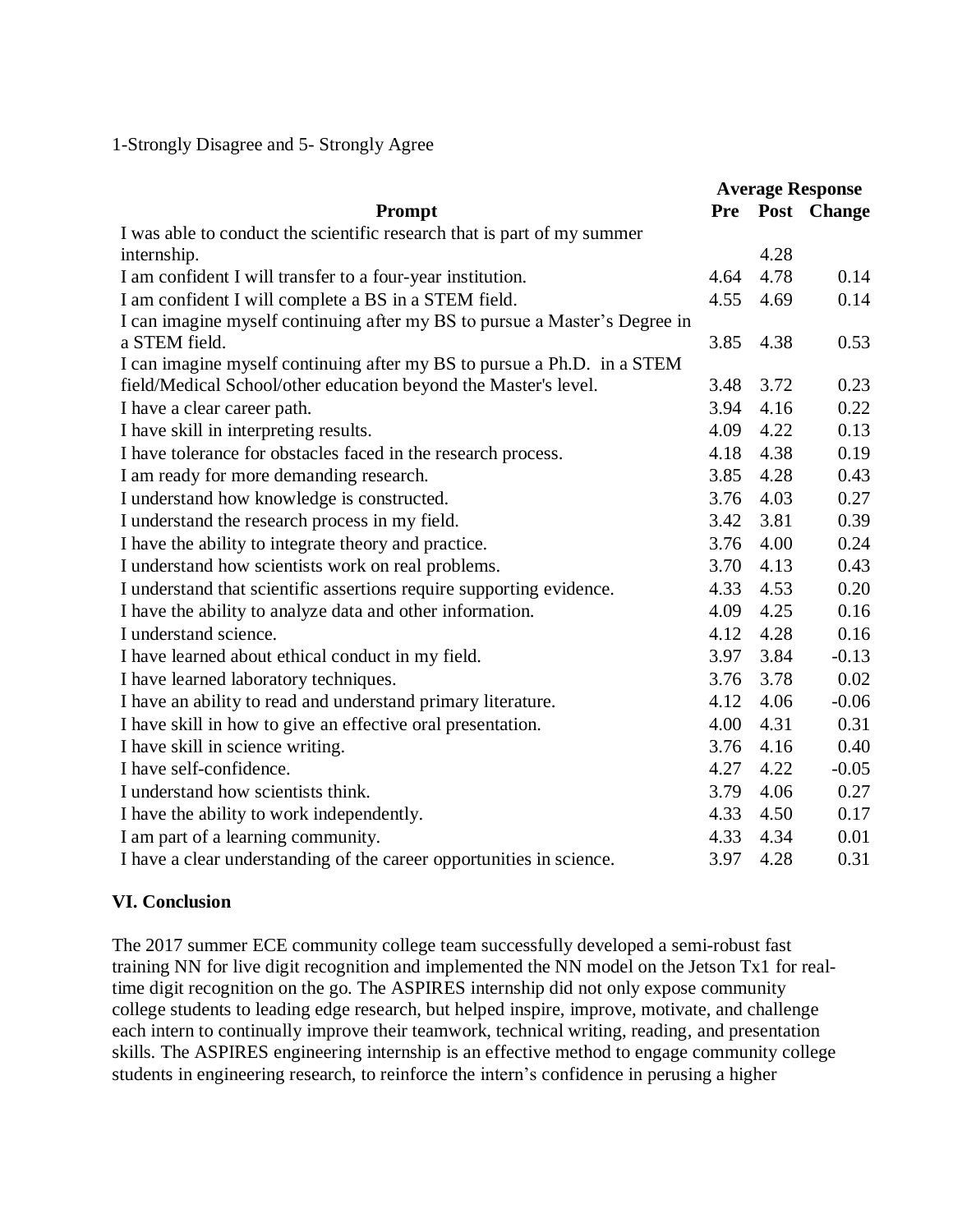1-Strongly Disagree and 5- Strongly Agree

| Prompt | Average Response | | |
|---|---|---|---|
| | Pre | Post | Change |
| I was able to conduct the scientific research that is part of my summer internship. | | 4.28 | |
| I am confident I will transfer to a four-year institution. | 4.64 | 4.78 | 0.14 |
| I am confident I will complete a BS in a STEM field. | 4.55 | 4.69 | 0.14 |
| I can imagine myself continuing after my BS to pursue a Master's Degree in a STEM field. | 3.85 | 4.38 | 0.53 |
| I can imagine myself continuing after my BS to pursue a Ph.D. in a STEM field/Medical School/other education beyond the Master's level. | 3.48 | 3.72 | 0.23 |
| I have a clear career path. | 3.94 | 4.16 | 0.22 |
| I have skill in interpreting results. | 4.09 | 4.22 | 0.13 |
| I have tolerance for obstacles faced in the research process. | 4.18 | 4.38 | 0.19 |
| I am ready for more demanding research. | 3.85 | 4.28 | 0.43 |
| I understand how knowledge is constructed. | 3.76 | 4.03 | 0.27 |
| I understand the research process in my field. | 3.42 | 3.81 | 0.39 |
| I have the ability to integrate theory and practice. | 3.76 | 4.00 | 0.24 |
| I understand how scientists work on real problems. | 3.70 | 4.13 | 0.43 |
| I understand that scientific assertions require supporting evidence. | 4.33 | 4.53 | 0.20 |
| I have the ability to analyze data and other information. | 4.09 | 4.25 | 0.16 |
| I understand science. | 4.12 | 4.28 | 0.16 |
| I have learned about ethical conduct in my field. | 3.97 | 3.84 | -0.13 |
| I have learned laboratory techniques. | 3.76 | 3.78 | 0.02 |
| I have an ability to read and understand primary literature. | 4.12 | 4.06 | -0.06 |
| I have skill in how to give an effective oral presentation. | 4.00 | 4.31 | 0.31 |
| I have skill in science writing. | 3.76 | 4.16 | 0.40 |
| I have self-confidence. | 4.27 | 4.22 | -0.05 |
| I understand how scientists think. | 3.79 | 4.06 | 0.27 |
| I have the ability to work independently. | 4.33 | 4.50 | 0.17 |
| I am part of a learning community. | 4.33 | 4.34 | 0.01 |
| I have a clear understanding of the career opportunities in science. | 3.97 | 4.28 | 0.31 |

## VI. Conclusion

The 2017 summer ECE community college team successfully developed a semi-robust fast training NN for live digit recognition and implemented the NN model on the Jetson Tx1 for real-time digit recognition on the go. The ASPIRES internship did not only expose community college students to leading edge research, but helped inspire, improve, motivate, and challenge each intern to continually improve their teamwork, technical writing, reading, and presentation skills. The ASPIRES engineering internship is an effective method to engage community college students in engineering research, to reinforce the intern's confidence in perusing a higher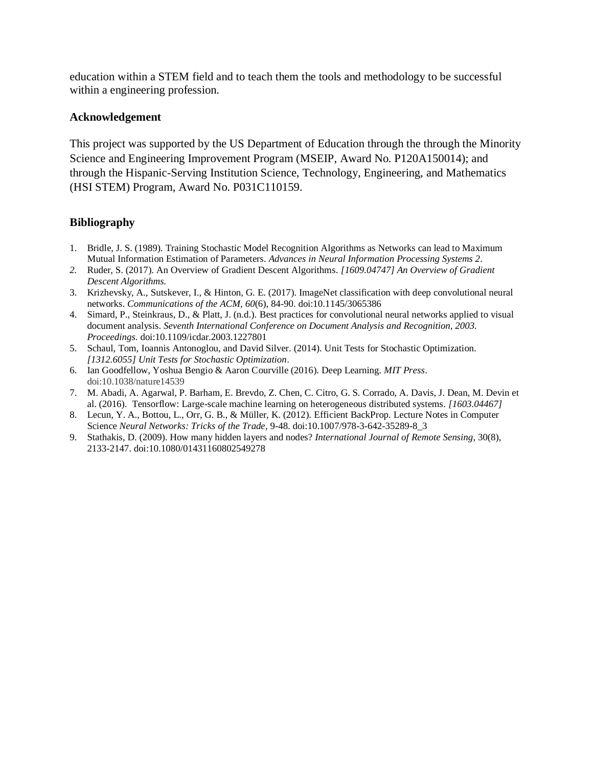education within a STEM field and to teach them the tools and methodology to be successful within a engineering profession.

### Acknowledgement

This project was supported by the US Department of Education through the through the Minority Science and Engineering Improvement Program (MSEIP, Award No. P120A150014); and through the Hispanic-Serving Institution Science, Technology, Engineering, and Mathematics (HSI STEM) Program, Award No. P031C110159.

### Bibliography

1. Bridle, J. S. (1989). Training Stochastic Model Recognition Algorithms as Networks can lead to Maximum Mutual Information Estimation of Parameters. *Advances in Neural Information Processing Systems 2*.
2. Ruder, S. (2017). An Overview of Gradient Descent Algorithms. *[1609.04747] An Overview of Gradient Descent Algorithms.*
3. Krizhevsky, A., Sutskever, I., & Hinton, G. E. (2017). ImageNet classification with deep convolutional neural networks. *Communications of the ACM, 60*(6), 84-90. doi:10.1145/3065386
4. Simard, P., Steinkraus, D., & Platt, J. (n.d.). Best practices for convolutional neural networks applied to visual document analysis. *Seventh International Conference on Document Analysis and Recognition, 2003. Proceedings.* doi:10.1109/icdar.2003.1227801
5. Schaul, Tom, Ioannis Antonoglou, and David Silver. (2014). Unit Tests for Stochastic Optimization. *[1312.6055] Unit Tests for Stochastic Optimization*.
6. Ian Goodfellow, Yoshua Bengio & Aaron Courville (2016). Deep Learning. *MIT Press*. doi:10.1038/nature14539
7. M. Abadi, A. Agarwal, P. Barham, E. Brevdo, Z. Chen, C. Citro, G. S. Corrado, A. Davis, J. Dean, M. Devin et al. (2016). Tensorflow: Large-scale machine learning on heterogeneous distributed systems. *[1603.04467]*
8. Lecun, Y. A., Bottou, L., Orr, G. B., & Müller, K. (2012). Efficient BackProp. Lecture Notes in Computer Science *Neural Networks: Tricks of the Trade*, 9-48. doi:10.1007/978-3-642-35289-8_3
9. Stathakis, D. (2009). How many hidden layers and nodes? *International Journal of Remote Sensing*, 30(8), 2133-2147. doi:10.1080/01431160802549278